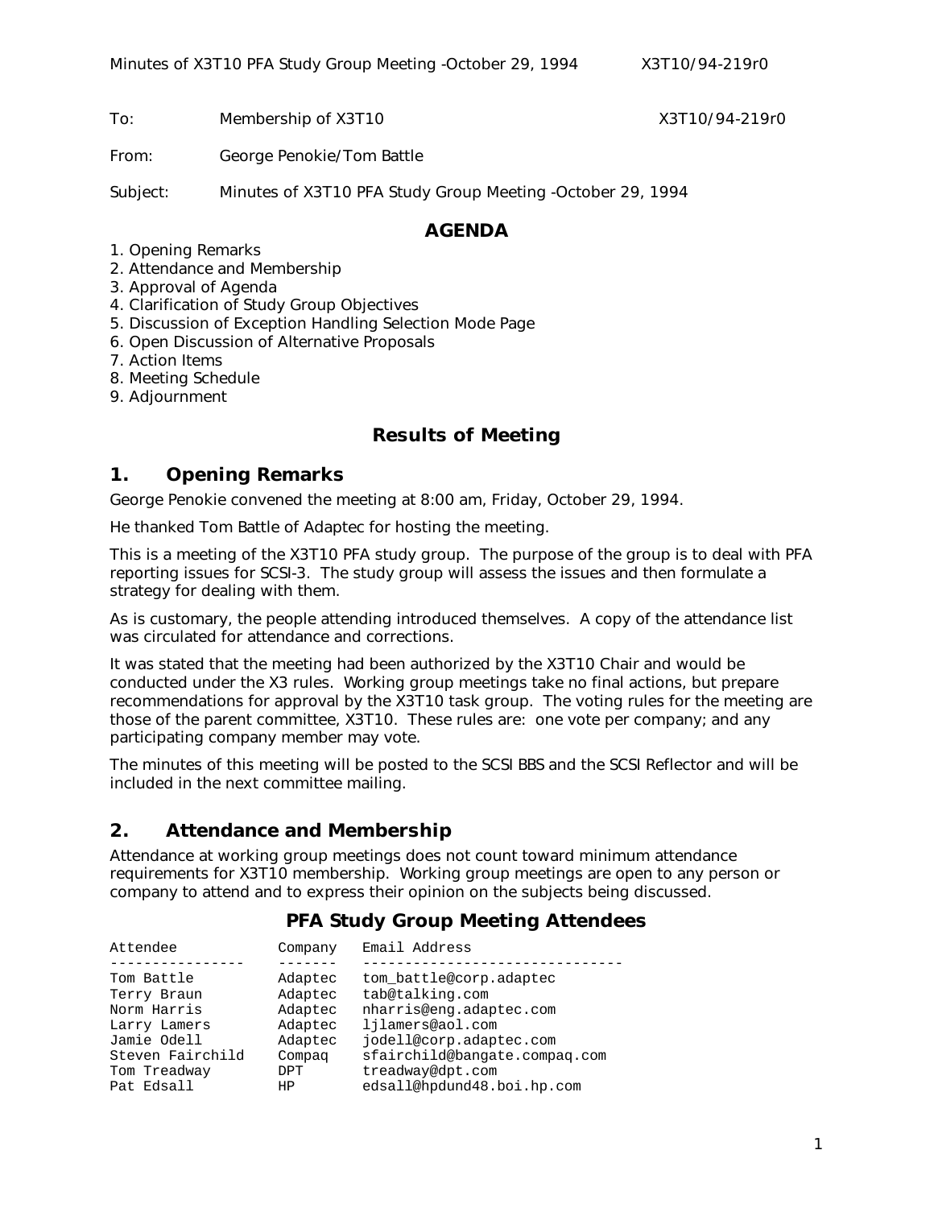| | | |
|---|---|---|
| To: | Membership of X3T10 | X3T10/94-219r0 |
| From: | George Penokie/Tom Battle | |
| Subject: | Minutes of X3T10 PFA Study Group Meeting -October 29, 1994 | |

## AGENDA

1. Opening Remarks
2. Attendance and Membership
3. Approval of Agenda
4. Clarification of Study Group Objectives
5. Discussion of Exception Handling Selection Mode Page
6. Open Discussion of Alternative Proposals
7. Action Items
8. Meeting Schedule
9. Adjournment

## Results of Meeting

## 1. Opening Remarks

George Penokie convened the meeting at 8:00 am, Friday, October 29, 1994.

He thanked Tom Battle of Adaptec for hosting the meeting.

This is a meeting of the X3T10 PFA study group. The purpose of the group is to deal with PFA reporting issues for SCSI-3. The study group will assess the issues and then formulate a strategy for dealing with them.

As is customary, the people attending introduced themselves. A copy of the attendance list was circulated for attendance and corrections.

It was stated that the meeting had been authorized by the X3T10 Chair and would be conducted under the X3 rules. Working group meetings take no final actions, but prepare recommendations for approval by the X3T10 task group. The voting rules for the meeting are those of the parent committee, X3T10. These rules are: one vote per company; and any participating company member may vote.

The minutes of this meeting will be posted to the SCSI BBS and the SCSI Reflector and will be included in the next committee mailing.

## 2. Attendance and Membership

Attendance at working group meetings does not count toward minimum attendance requirements for X3T10 membership. Working group meetings are open to any person or company to attend and to express their opinion on the subjects being discussed.

### PFA Study Group Meeting Attendees

| Attendee | Company | Email Address |
|---|---|---|
| Tom Battle | Adaptec | tom_battle@corp.adaptec |
| Terry Braun | Adaptec | tab@talking.com |
| Norm Harris | Adaptec | nharris@eng.adaptec.com |
| Larry Lamers | Adaptec | ljlamers@aol.com |
| Jamie Odell | Adaptec | jodell@corp.adaptec.com |
| Steven Fairchild | Compaq | sfairchild@bangate.compaq.com |
| Tom Treadway | DPT | treadway@dpt.com |
| Pat Edsall | HP | edsall@hpdund48.boi.hp.com |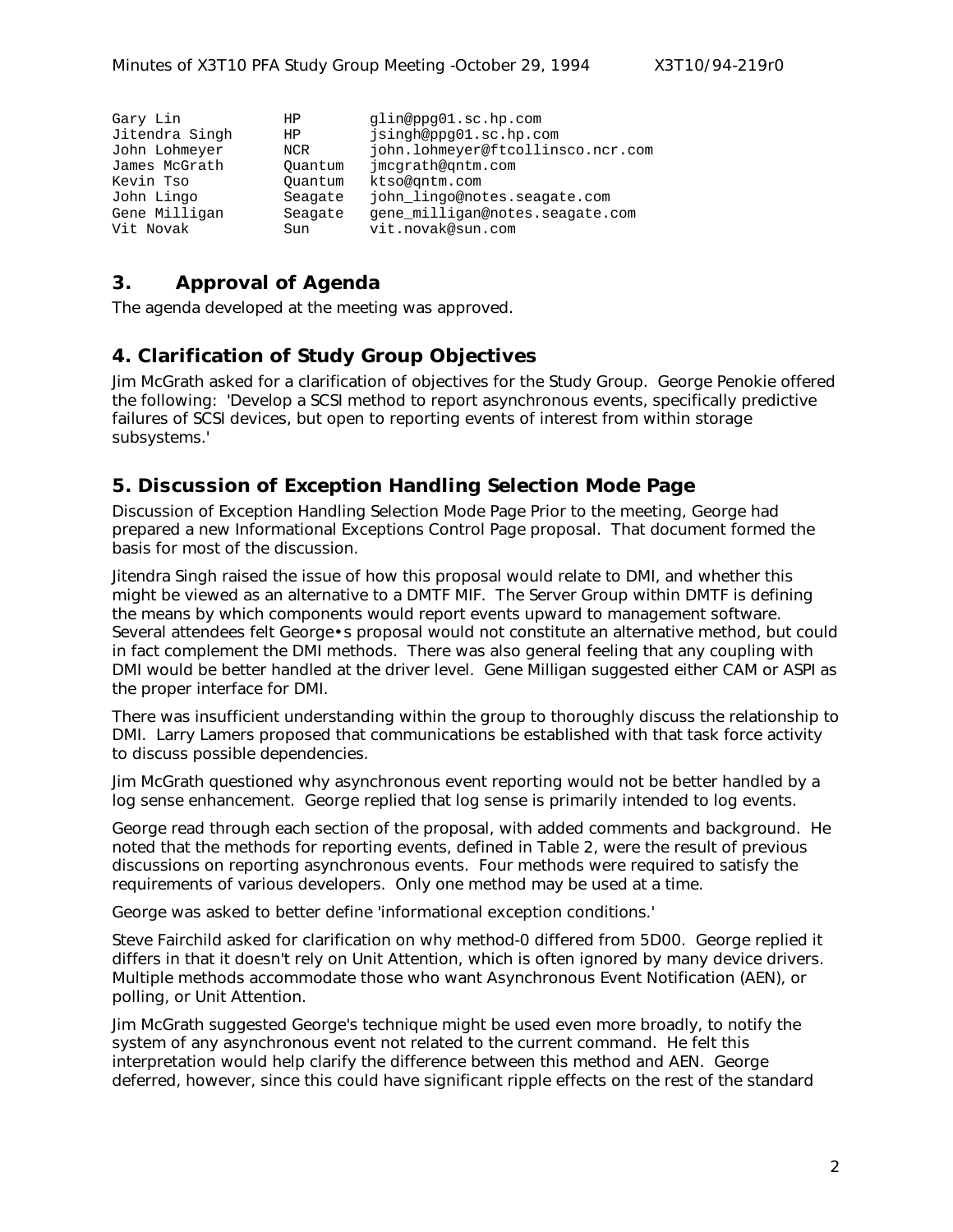| | | |
|---|---|---|
| Gary Lin | HP | glin@ppg01.sc.hp.com |
| Jitendra Singh | HP | jsingh@ppg01.sc.hp.com |
| John Lohmeyer | NCR | john.lohmeyer@ftcollinsco.ncr.com |
| James McGrath | Quantum | jmcgrath@qntm.com |
| Kevin Tso | Quantum | ktso@qntm.com |
| John Lingo | Seagate | john_lingo@notes.seagate.com |
| Gene Milligan | Seagate | gene_milligan@notes.seagate.com |
| Vit Novak | Sun | vit.novak@sun.com |

## 3. Approval of Agenda

The agenda developed at the meeting was approved.

## 4. Clarification of Study Group Objectives

Jim McGrath asked for a clarification of objectives for the Study Group. George Penokie offered the following: 'Develop a SCSI method to report asynchronous events, specifically predictive failures of SCSI devices, but open to reporting events of interest from within storage subsystems.'

## 5. Discussion of Exception Handling Selection Mode Page

Discussion of Exception Handling Selection Mode Page Prior to the meeting, George had prepared a new Informational Exceptions Control Page proposal. That document formed the basis for most of the discussion.

Jitendra Singh raised the issue of how this proposal would relate to DMI, and whether this might be viewed as an alternative to a DMTF MIF. The Server Group within DMTF is defining the means by which components would report events upward to management software. Several attendees felt George•s proposal would not constitute an alternative method, but could in fact complement the DMI methods. There was also general feeling that any coupling with DMI would be better handled at the driver level. Gene Milligan suggested either CAM or ASPI as the proper interface for DMI.

There was insufficient understanding within the group to thoroughly discuss the relationship to DMI. Larry Lamers proposed that communications be established with that task force activity to discuss possible dependencies.

Jim McGrath questioned why asynchronous event reporting would not be better handled by a log sense enhancement. George replied that log sense is primarily intended to log events.

George read through each section of the proposal, with added comments and background. He noted that the methods for reporting events, defined in Table 2, were the result of previous discussions on reporting asynchronous events. Four methods were required to satisfy the requirements of various developers. Only one method may be used at a time.

George was asked to better define 'informational exception conditions.'

Steve Fairchild asked for clarification on why method-0 differed from 5D00. George replied it differs in that it doesn't rely on Unit Attention, which is often ignored by many device drivers. Multiple methods accommodate those who want Asynchronous Event Notification (AEN), or polling, or Unit Attention.

Jim McGrath suggested George's technique might be used even more broadly, to notify the system of any asynchronous event not related to the current command. He felt this interpretation would help clarify the difference between this method and AEN. George deferred, however, since this could have significant ripple effects on the rest of the standard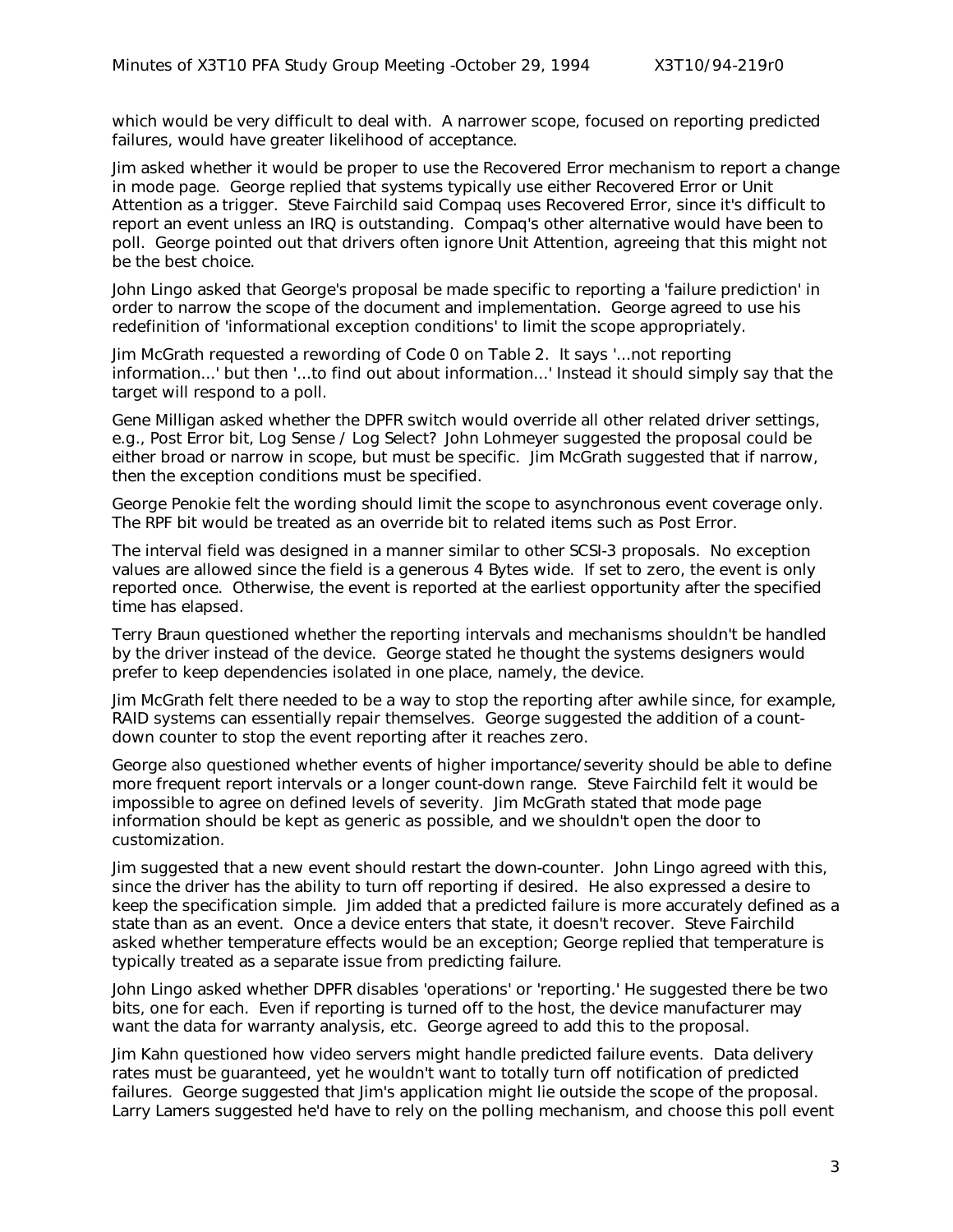which would be very difficult to deal with. A narrower scope, focused on reporting predicted failures, would have greater likelihood of acceptance.

Jim asked whether it would be proper to use the Recovered Error mechanism to report a change in mode page. George replied that systems typically use either Recovered Error or Unit Attention as a trigger. Steve Fairchild said Compaq uses Recovered Error, since it's difficult to report an event unless an IRQ is outstanding. Compaq's other alternative would have been to poll. George pointed out that drivers often ignore Unit Attention, agreeing that this might not be the best choice.

John Lingo asked that George's proposal be made specific to reporting a 'failure prediction' in order to narrow the scope of the document and implementation. George agreed to use his redefinition of 'informational exception conditions' to limit the scope appropriately.

Jim McGrath requested a rewording of Code 0 on Table 2. It says '...not reporting information...' but then '...to find out about information...' Instead it should simply say that the target will respond to a poll.

Gene Milligan asked whether the DPFR switch would override all other related driver settings, e.g., Post Error bit, Log Sense / Log Select? John Lohmeyer suggested the proposal could be either broad or narrow in scope, but must be specific. Jim McGrath suggested that if narrow, then the exception conditions must be specified.

George Penokie felt the wording should limit the scope to asynchronous event coverage only. The RPF bit would be treated as an override bit to related items such as Post Error.

The interval field was designed in a manner similar to other SCSI-3 proposals. No exception values are allowed since the field is a generous 4 Bytes wide. If set to zero, the event is only reported once. Otherwise, the event is reported at the earliest opportunity after the specified time has elapsed.

Terry Braun questioned whether the reporting intervals and mechanisms shouldn't be handled by the driver instead of the device. George stated he thought the systems designers would prefer to keep dependencies isolated in one place, namely, the device.

Jim McGrath felt there needed to be a way to stop the reporting after awhile since, for example, RAID systems can essentially repair themselves. George suggested the addition of a count-down counter to stop the event reporting after it reaches zero.

George also questioned whether events of higher importance/severity should be able to define more frequent report intervals or a longer count-down range. Steve Fairchild felt it would be impossible to agree on defined levels of severity. Jim McGrath stated that mode page information should be kept as generic as possible, and we shouldn't open the door to customization.

Jim suggested that a new event should restart the down-counter. John Lingo agreed with this, since the driver has the ability to turn off reporting if desired. He also expressed a desire to keep the specification simple. Jim added that a predicted failure is more accurately defined as a state than as an event. Once a device enters that state, it doesn't recover. Steve Fairchild asked whether temperature effects would be an exception; George replied that temperature is typically treated as a separate issue from predicting failure.

John Lingo asked whether DPFR disables 'operations' or 'reporting.' He suggested there be two bits, one for each. Even if reporting is turned off to the host, the device manufacturer may want the data for warranty analysis, etc. George agreed to add this to the proposal.

Jim Kahn questioned how video servers might handle predicted failure events. Data delivery rates must be guaranteed, yet he wouldn't want to totally turn off notification of predicted failures. George suggested that Jim's application might lie outside the scope of the proposal. Larry Lamers suggested he'd have to rely on the polling mechanism, and choose this poll event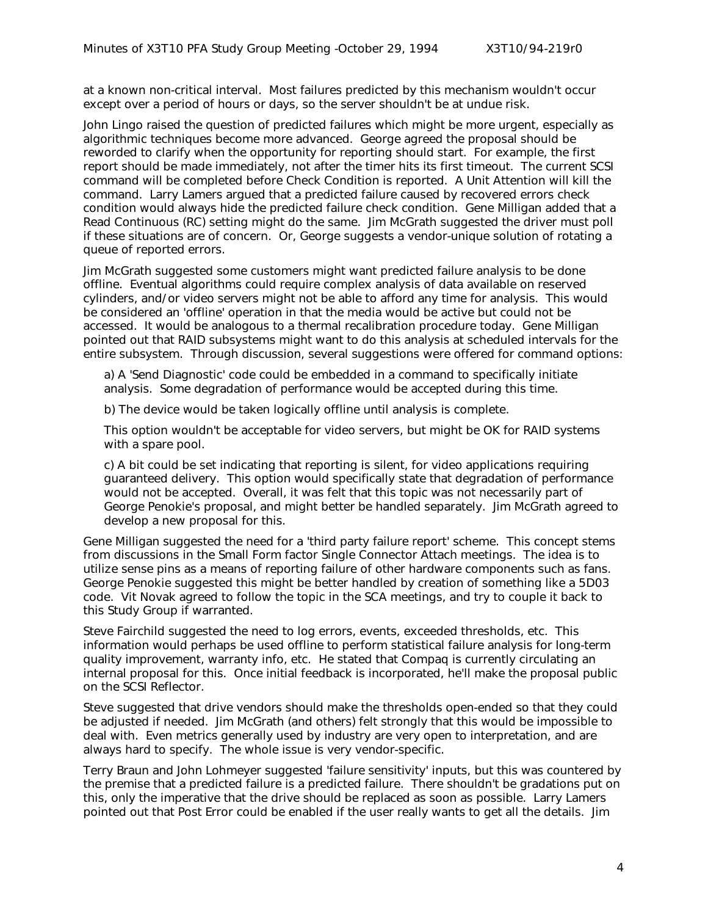at a known non-critical interval. Most failures predicted by this mechanism wouldn't occur except over a period of hours or days, so the server shouldn't be at undue risk.

John Lingo raised the question of predicted failures which might be more urgent, especially as algorithmic techniques become more advanced. George agreed the proposal should be reworded to clarify when the opportunity for reporting should start. For example, the first report should be made immediately, not after the timer hits its first timeout. The current SCSI command will be completed before Check Condition is reported. A Unit Attention will kill the command. Larry Lamers argued that a predicted failure caused by recovered errors check condition would always hide the predicted failure check condition. Gene Milligan added that a Read Continuous (RC) setting might do the same. Jim McGrath suggested the driver must poll if these situations are of concern. Or, George suggests a vendor-unique solution of rotating a queue of reported errors.

Jim McGrath suggested some customers might want predicted failure analysis to be done offline. Eventual algorithms could require complex analysis of data available on reserved cylinders, and/or video servers might not be able to afford any time for analysis. This would be considered an 'offline' operation in that the media would be active but could not be accessed. It would be analogous to a thermal recalibration procedure today. Gene Milligan pointed out that RAID subsystems might want to do this analysis at scheduled intervals for the entire subsystem. Through discussion, several suggestions were offered for command options:

a) A 'Send Diagnostic' code could be embedded in a command to specifically initiate analysis. Some degradation of performance would be accepted during this time.

b) The device would be taken logically offline until analysis is complete.

This option wouldn't be acceptable for video servers, but might be OK for RAID systems with a spare pool.

c) A bit could be set indicating that reporting is silent, for video applications requiring guaranteed delivery. This option would specifically state that degradation of performance would not be accepted. Overall, it was felt that this topic was not necessarily part of George Penokie's proposal, and might better be handled separately. Jim McGrath agreed to develop a new proposal for this.

Gene Milligan suggested the need for a 'third party failure report' scheme. This concept stems from discussions in the Small Form factor Single Connector Attach meetings. The idea is to utilize sense pins as a means of reporting failure of other hardware components such as fans. George Penokie suggested this might be better handled by creation of something like a 5D03 code. Vit Novak agreed to follow the topic in the SCA meetings, and try to couple it back to this Study Group if warranted.

Steve Fairchild suggested the need to log errors, events, exceeded thresholds, etc. This information would perhaps be used offline to perform statistical failure analysis for long-term quality improvement, warranty info, etc. He stated that Compaq is currently circulating an internal proposal for this. Once initial feedback is incorporated, he'll make the proposal public on the SCSI Reflector.

Steve suggested that drive vendors should make the thresholds open-ended so that they could be adjusted if needed. Jim McGrath (and others) felt strongly that this would be impossible to deal with. Even metrics generally used by industry are very open to interpretation, and are always hard to specify. The whole issue is very vendor-specific.

Terry Braun and John Lohmeyer suggested 'failure sensitivity' inputs, but this was countered by the premise that a predicted failure is a predicted failure. There shouldn't be gradations put on this, only the imperative that the drive should be replaced as soon as possible. Larry Lamers pointed out that Post Error could be enabled if the user really wants to get all the details. Jim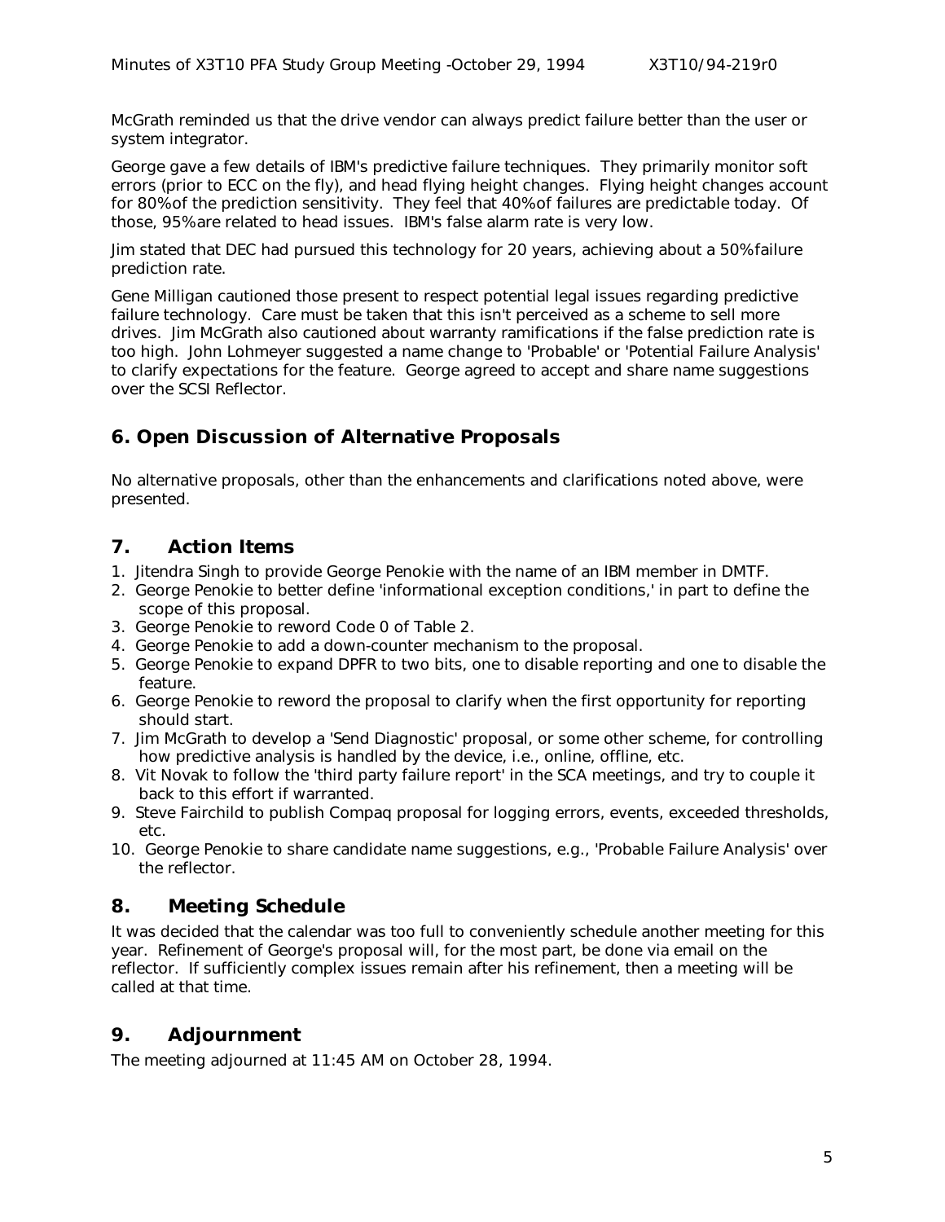McGrath reminded us that the drive vendor can always predict failure better than the user or system integrator.

George gave a few details of IBM's predictive failure techniques. They primarily monitor soft errors (prior to ECC on the fly), and head flying height changes. Flying height changes account for 80% of the prediction sensitivity. They feel that 40% of failures are predictable today. Of those, 95% are related to head issues. IBM's false alarm rate is very low.

Jim stated that DEC had pursued this technology for 20 years, achieving about a 50% failure prediction rate.

Gene Milligan cautioned those present to respect potential legal issues regarding predictive failure technology. Care must be taken that this isn't perceived as a scheme to sell more drives. Jim McGrath also cautioned about warranty ramifications if the false prediction rate is too high. John Lohmeyer suggested a name change to 'Probable' or 'Potential Failure Analysis' to clarify expectations for the feature. George agreed to accept and share name suggestions over the SCSI Reflector.

## 6. Open Discussion of Alternative Proposals

No alternative proposals, other than the enhancements and clarifications noted above, were presented.

## 7. Action Items

1. Jitendra Singh to provide George Penokie with the name of an IBM member in DMTF.
2. George Penokie to better define 'informational exception conditions,' in part to define the scope of this proposal.
3. George Penokie to reword Code 0 of Table 2.
4. George Penokie to add a down-counter mechanism to the proposal.
5. George Penokie to expand DPFR to two bits, one to disable reporting and one to disable the feature.
6. George Penokie to reword the proposal to clarify when the first opportunity for reporting should start.
7. Jim McGrath to develop a 'Send Diagnostic' proposal, or some other scheme, for controlling how predictive analysis is handled by the device, i.e., online, offline, etc.
8. Vit Novak to follow the 'third party failure report' in the SCA meetings, and try to couple it back to this effort if warranted.
9. Steve Fairchild to publish Compaq proposal for logging errors, events, exceeded thresholds, etc.
10. George Penokie to share candidate name suggestions, e.g., 'Probable Failure Analysis' over the reflector.

## 8. Meeting Schedule

It was decided that the calendar was too full to conveniently schedule another meeting for this year. Refinement of George's proposal will, for the most part, be done via email on the reflector. If sufficiently complex issues remain after his refinement, then a meeting will be called at that time.

## 9. Adjournment

The meeting adjourned at 11:45 AM on October 28, 1994.